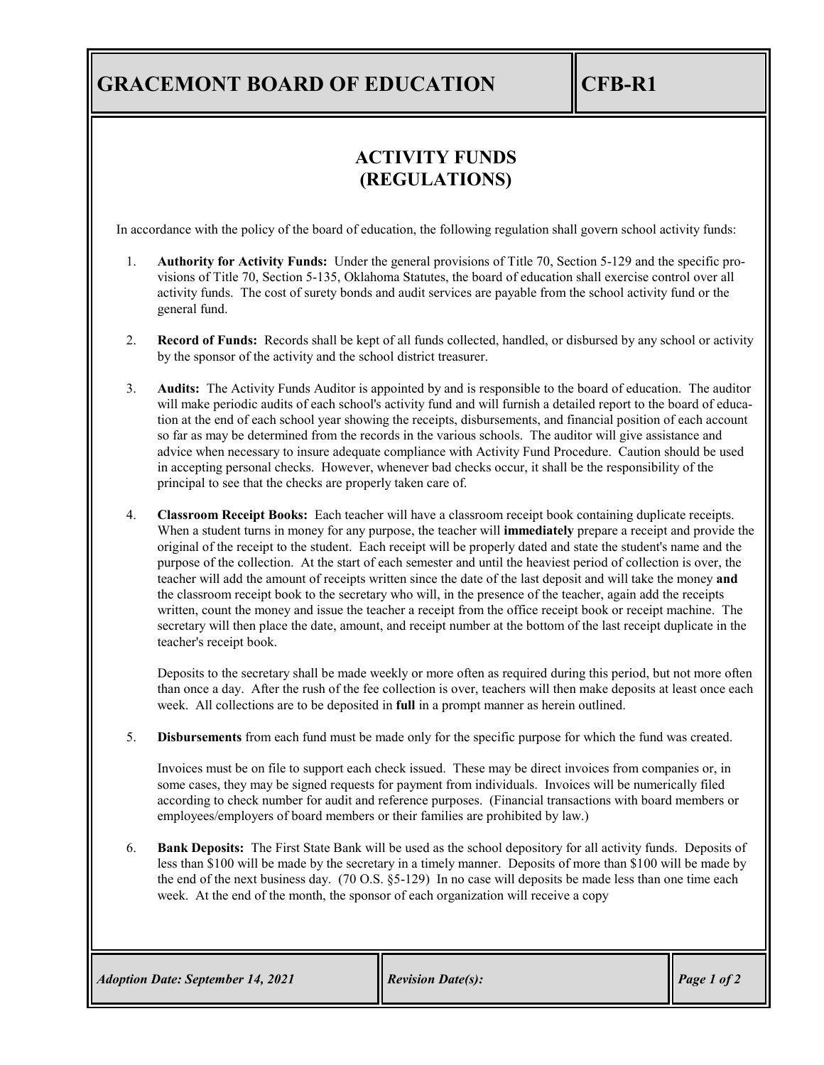# GRACEMONT BOARD OF EDUCATION

**CFB-R1**

## ACTIVITY FUNDS
## (REGULATIONS)

In accordance with the policy of the board of education, the following regulation shall govern school activity funds:

1. **Authority for Activity Funds:** Under the general provisions of Title 70, Section 5-129 and the specific provisions of Title 70, Section 5-135, Oklahoma Statutes, the board of education shall exercise control over all activity funds. The cost of surety bonds and audit services are payable from the school activity fund or the general fund.

2. **Record of Funds:** Records shall be kept of all funds collected, handled, or disbursed by any school or activity by the sponsor of the activity and the school district treasurer.

3. **Audits:** The Activity Funds Auditor is appointed by and is responsible to the board of education. The auditor will make periodic audits of each school's activity fund and will furnish a detailed report to the board of education at the end of each school year showing the receipts, disbursements, and financial position of each account so far as may be determined from the records in the various schools. The auditor will give assistance and advice when necessary to insure adequate compliance with Activity Fund Procedure. Caution should be used in accepting personal checks. However, whenever bad checks occur, it shall be the responsibility of the principal to see that the checks are properly taken care of.

4. **Classroom Receipt Books:** Each teacher will have a classroom receipt book containing duplicate receipts. When a student turns in money for any purpose, the teacher will **immediately** prepare a receipt and provide the original of the receipt to the student. Each receipt will be properly dated and state the student's name and the purpose of the collection. At the start of each semester and until the heaviest period of collection is over, the teacher will add the amount of receipts written since the date of the last deposit and will take the money **and** the classroom receipt book to the secretary who will, in the presence of the teacher, again add the receipts written, count the money and issue the teacher a receipt from the office receipt book or receipt machine. The secretary will then place the date, amount, and receipt number at the bottom of the last receipt duplicate in the teacher's receipt book.

   Deposits to the secretary shall be made weekly or more often as required during this period, but not more often than once a day. After the rush of the fee collection is over, teachers will then make deposits at least once each week. All collections are to be deposited in **full** in a prompt manner as herein outlined.

5. **Disbursements** from each fund must be made only for the specific purpose for which the fund was created.

   Invoices must be on file to support each check issued. These may be direct invoices from companies or, in some cases, they may be signed requests for payment from individuals. Invoices will be numerically filed according to check number for audit and reference purposes. (Financial transactions with board members or employees/employers of board members or their families are prohibited by law.)

6. **Bank Deposits:** The First State Bank will be used as the school depository for all activity funds. Deposits of less than $100 will be made by the secretary in a timely manner. Deposits of more than $100 will be made by the end of the next business day. (70 O.S. §5-129) In no case will deposits be made less than one time each week. At the end of the month, the sponsor of each organization will receive a copy

*Adoption Date: September 14, 2021* | *Revision Date(s):*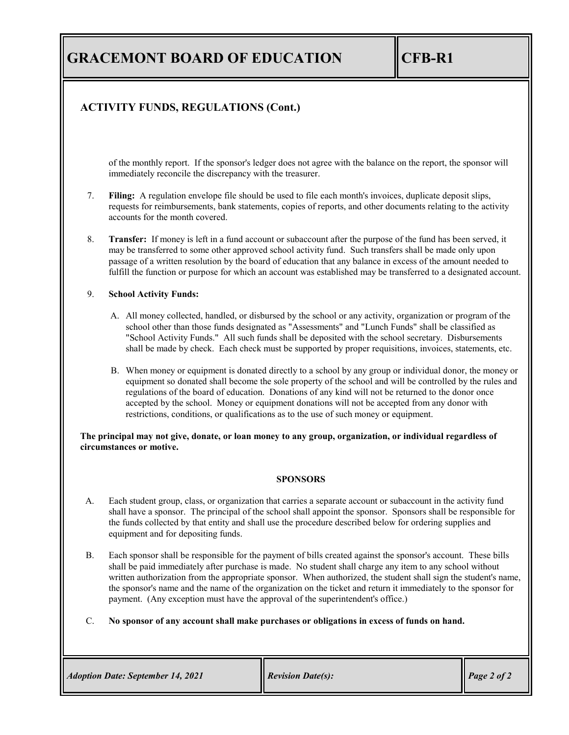## ACTIVITY FUNDS, REGULATIONS (Cont.)

of the monthly report. If the sponsor's ledger does not agree with the balance on the report, the sponsor will immediately reconcile the discrepancy with the treasurer.

7. **Filing:** A regulation envelope file should be used to file each month's invoices, duplicate deposit slips, requests for reimbursements, bank statements, copies of reports, and other documents relating to the activity accounts for the month covered.

8. **Transfer:** If money is left in a fund account or subaccount after the purpose of the fund has been served, it may be transferred to some other approved school activity fund. Such transfers shall be made only upon passage of a written resolution by the board of education that any balance in excess of the amount needed to fulfill the function or purpose for which an account was established may be transferred to a designated account.

9. **School Activity Funds:**

   A. All money collected, handled, or disbursed by the school or any activity, organization or program of the school other than those funds designated as "Assessments" and "Lunch Funds" shall be classified as "School Activity Funds." All such funds shall be deposited with the school secretary. Disbursements shall be made by check. Each check must be supported by proper requisitions, invoices, statements, etc.

   B. When money or equipment is donated directly to a school by any group or individual donor, the money or equipment so donated shall become the sole property of the school and will be controlled by the rules and regulations of the board of education. Donations of any kind will not be returned to the donor once accepted by the school. Money or equipment donations will not be accepted from any donor with restrictions, conditions, or qualifications as to the use of such money or equipment.

**The principal may not give, donate, or loan money to any group, organization, or individual regardless of circumstances or motive.**

### SPONSORS

A. Each student group, class, or organization that carries a separate account or subaccount in the activity fund shall have a sponsor. The principal of the school shall appoint the sponsor. Sponsors shall be responsible for the funds collected by that entity and shall use the procedure described below for ordering supplies and equipment and for depositing funds.

B. Each sponsor shall be responsible for the payment of bills created against the sponsor's account. These bills shall be paid immediately after purchase is made. No student shall charge any item to any school without written authorization from the appropriate sponsor. When authorized, the student shall sign the student's name, the sponsor's name and the name of the organization on the ticket and return it immediately to the sponsor for payment. (Any exception must have the approval of the superintendent's office.)

C. **No sponsor of any account shall make purchases or obligations in excess of funds on hand.**

*Adoption Date: September 14, 2021* | *Revision Date(s):*